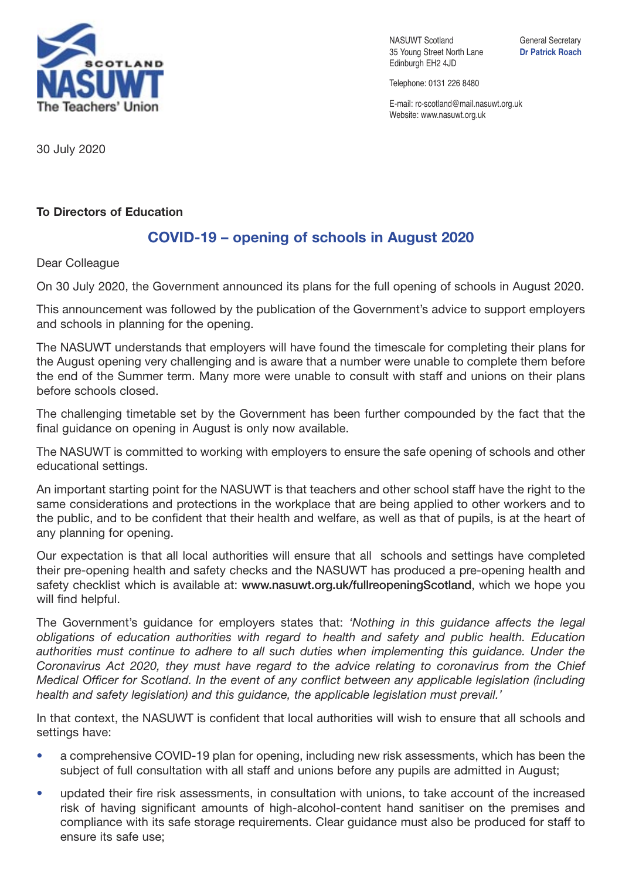NASUWT Scotland
35 Young Street North Lane
Edinburgh EH2 4JD

Telephone: 0131 226 8480

E-mail: rc-scotland@mail.nasuwt.org.uk
Website: www.nasuwt.org.uk

General Secretary
**Dr Patrick Roach**

30 July 2020

**To Directors of Education**

## COVID-19 – opening of schools in August 2020

Dear Colleague

On 30 July 2020, the Government announced its plans for the full opening of schools in August 2020.

This announcement was followed by the publication of the Government's advice to support employers and schools in planning for the opening.

The NASUWT understands that employers will have found the timescale for completing their plans for the August opening very challenging and is aware that a number were unable to complete them before the end of the Summer term. Many more were unable to consult with staff and unions on their plans before schools closed.

The challenging timetable set by the Government has been further compounded by the fact that the final guidance on opening in August is only now available.

The NASUWT is committed to working with employers to ensure the safe opening of schools and other educational settings.

An important starting point for the NASUWT is that teachers and other school staff have the right to the same considerations and protections in the workplace that are being applied to other workers and to the public, and to be confident that their health and welfare, as well as that of pupils, is at the heart of any planning for opening.

Our expectation is that all local authorities will ensure that all schools and settings have completed their pre-opening health and safety checks and the NASUWT has produced a pre-opening health and safety checklist which is available at: **www.nasuwt.org.uk/fullreopeningScotland**, which we hope you will find helpful.

The Government's guidance for employers states that: *'Nothing in this guidance affects the legal obligations of education authorities with regard to health and safety and public health. Education authorities must continue to adhere to all such duties when implementing this guidance. Under the Coronavirus Act 2020, they must have regard to the advice relating to coronavirus from the Chief Medical Officer for Scotland. In the event of any conflict between any applicable legislation (including health and safety legislation) and this guidance, the applicable legislation must prevail.'*

In that context, the NASUWT is confident that local authorities will wish to ensure that all schools and settings have:

- a comprehensive COVID-19 plan for opening, including new risk assessments, which has been the subject of full consultation with all staff and unions before any pupils are admitted in August;
- updated their fire risk assessments, in consultation with unions, to take account of the increased risk of having significant amounts of high-alcohol-content hand sanitiser on the premises and compliance with its safe storage requirements. Clear guidance must also be produced for staff to ensure its safe use;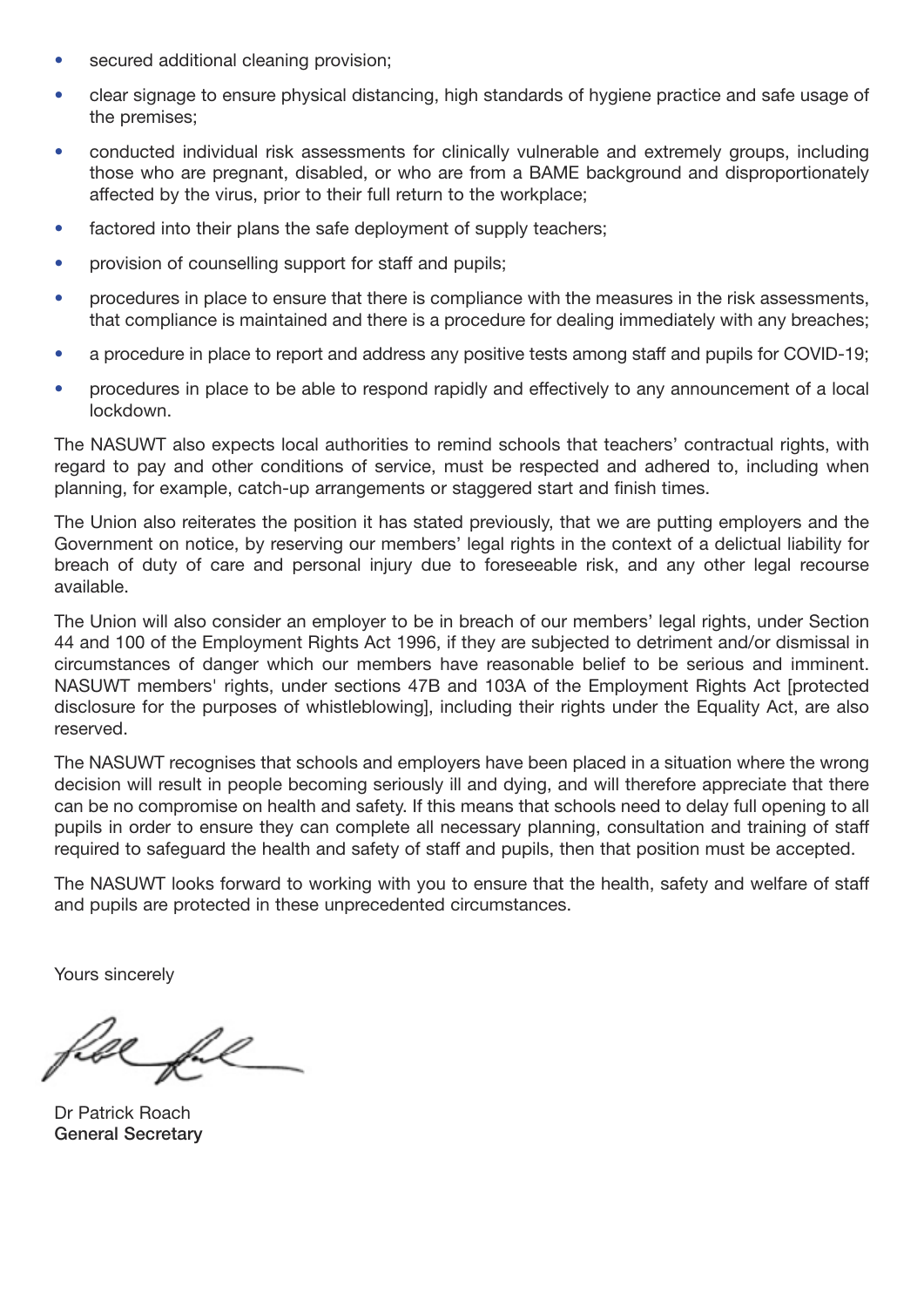- secured additional cleaning provision;
- clear signage to ensure physical distancing, high standards of hygiene practice and safe usage of the premises;
- conducted individual risk assessments for clinically vulnerable and extremely groups, including those who are pregnant, disabled, or who are from a BAME background and disproportionately affected by the virus, prior to their full return to the workplace;
- factored into their plans the safe deployment of supply teachers;
- provision of counselling support for staff and pupils;
- procedures in place to ensure that there is compliance with the measures in the risk assessments, that compliance is maintained and there is a procedure for dealing immediately with any breaches;
- a procedure in place to report and address any positive tests among staff and pupils for COVID-19;
- procedures in place to be able to respond rapidly and effectively to any announcement of a local lockdown.

The NASUWT also expects local authorities to remind schools that teachers' contractual rights, with regard to pay and other conditions of service, must be respected and adhered to, including when planning, for example, catch-up arrangements or staggered start and finish times.

The Union also reiterates the position it has stated previously, that we are putting employers and the Government on notice, by reserving our members' legal rights in the context of a delictual liability for breach of duty of care and personal injury due to foreseeable risk, and any other legal recourse available.

The Union will also consider an employer to be in breach of our members' legal rights, under Section 44 and 100 of the Employment Rights Act 1996, if they are subjected to detriment and/or dismissal in circumstances of danger which our members have reasonable belief to be serious and imminent. NASUWT members' rights, under sections 47B and 103A of the Employment Rights Act [protected disclosure for the purposes of whistleblowing], including their rights under the Equality Act, are also reserved.

The NASUWT recognises that schools and employers have been placed in a situation where the wrong decision will result in people becoming seriously ill and dying, and will therefore appreciate that there can be no compromise on health and safety. If this means that schools need to delay full opening to all pupils in order to ensure they can complete all necessary planning, consultation and training of staff required to safeguard the health and safety of staff and pupils, then that position must be accepted.

The NASUWT looks forward to working with you to ensure that the health, safety and welfare of staff and pupils are protected in these unprecedented circumstances.

Yours sincerely

Dr Patrick Roach
**General Secretary**